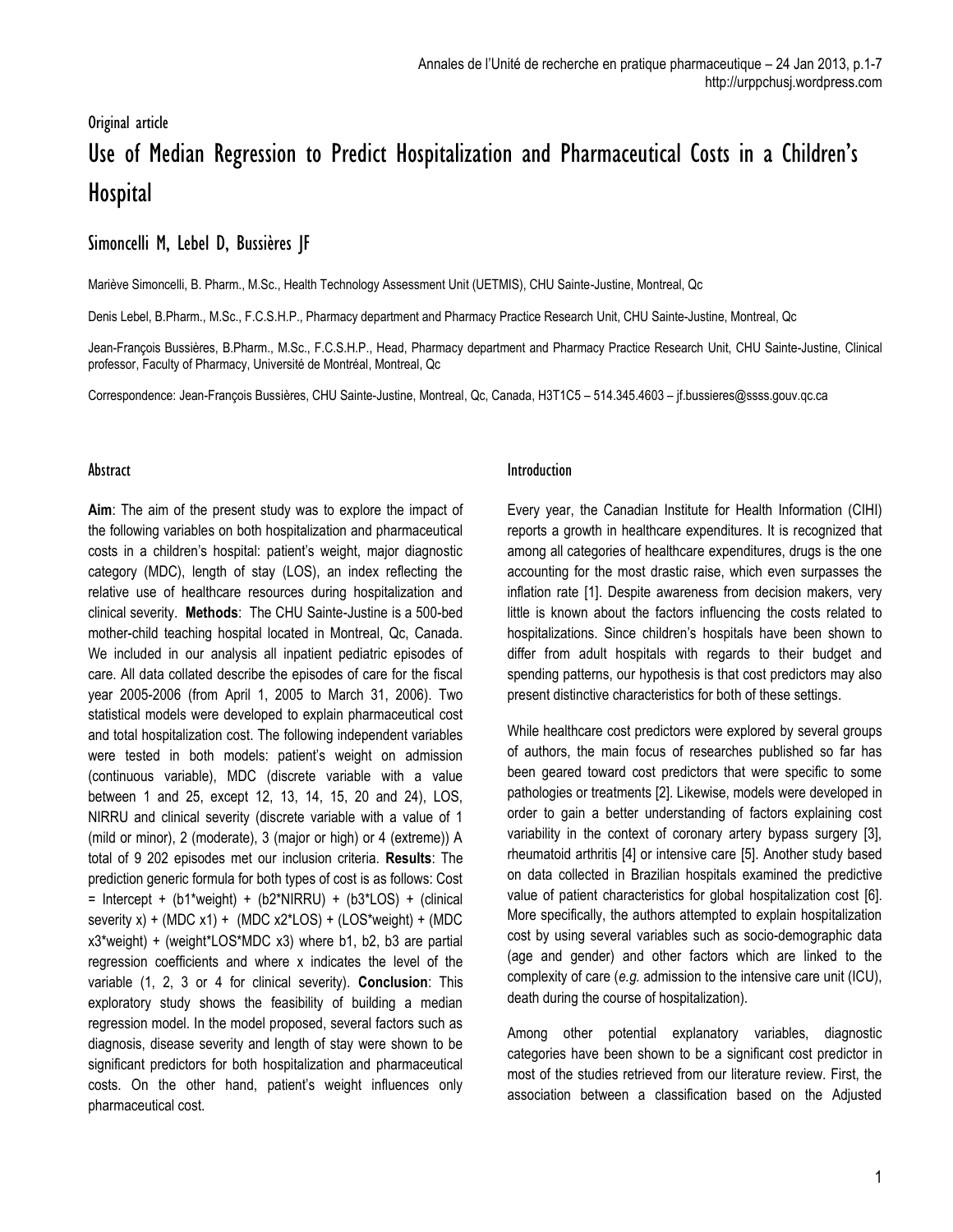Original article

# Use of Median Regression to Predict Hospitalization and Pharmaceutical Costs in a Children's Hospital

## Simoncelli M, Lebel D, Bussières JF

Mariève Simoncelli, B. Pharm., M.Sc., Health Technology Assessment Unit (UETMIS), CHU Sainte-Justine, Montreal, Qc

Denis Lebel, B.Pharm., M.Sc., F.C.S.H.P., Pharmacy department and Pharmacy Practice Research Unit, CHU Sainte-Justine, Montreal, Qc

Jean-François Bussières, B.Pharm., M.Sc., F.C.S.H.P., Head, Pharmacy department and Pharmacy Practice Research Unit, CHU Sainte-Justine, Clinical professor, Faculty of Pharmacy, Université de Montréal, Montreal, Qc

Correspondence: Jean-François Bussières, CHU Sainte-Justine, Montreal, Qc, Canada, H3T1C5 – 514.345.4603 – jf.bussieres@ssss.gouv.qc.ca

### Abstract

**Aim**: The aim of the present study was to explore the impact of the following variables on both hospitalization and pharmaceutical costs in a children's hospital: patient's weight, major diagnostic category (MDC), length of stay (LOS), an index reflecting the relative use of healthcare resources during hospitalization and clinical severity. **Methods**: The CHU Sainte-Justine is a 500-bed mother-child teaching hospital located in Montreal, Qc, Canada. We included in our analysis all inpatient pediatric episodes of care. All data collated describe the episodes of care for the fiscal year 2005-2006 (from April 1, 2005 to March 31, 2006). Two statistical models were developed to explain pharmaceutical cost and total hospitalization cost. The following independent variables were tested in both models: patient's weight on admission (continuous variable), MDC (discrete variable with a value between 1 and 25, except 12, 13, 14, 15, 20 and 24), LOS, NIRRU and clinical severity (discrete variable with a value of 1 (mild or minor), 2 (moderate), 3 (major or high) or 4 (extreme)) A total of 9 202 episodes met our inclusion criteria. **Results**: The prediction generic formula for both types of cost is as follows: Cost = Intercept + (b1*weight) + (b2*NIRRU) + (b3*LOS) + (clinical severity x) + (MDC x1) + (MDC x2*LOS) + (LOS*weight) + (MDC x3*weight) + (weight*LOS*MDC x3) where b1, b2, b3 are partial regression coefficients and where x indicates the level of the variable (1, 2, 3 or 4 for clinical severity). **Conclusion**: This exploratory study shows the feasibility of building a median regression model. In the model proposed, several factors such as diagnosis, disease severity and length of stay were shown to be significant predictors for both hospitalization and pharmaceutical costs. On the other hand, patient's weight influences only pharmaceutical cost.

### Introduction

Every year, the Canadian Institute for Health Information (CIHI) reports a growth in healthcare expenditures. It is recognized that among all categories of healthcare expenditures, drugs is the one accounting for the most drastic raise, which even surpasses the inflation rate [1]. Despite awareness from decision makers, very little is known about the factors influencing the costs related to hospitalizations. Since children's hospitals have been shown to differ from adult hospitals with regards to their budget and spending patterns, our hypothesis is that cost predictors may also present distinctive characteristics for both of these settings.

While healthcare cost predictors were explored by several groups of authors, the main focus of researches published so far has been geared toward cost predictors that were specific to some pathologies or treatments [2]. Likewise, models were developed in order to gain a better understanding of factors explaining cost variability in the context of coronary artery bypass surgery [3], rheumatoid arthritis [4] or intensive care [5]. Another study based on data collected in Brazilian hospitals examined the predictive value of patient characteristics for global hospitalization cost [6]. More specifically, the authors attempted to explain hospitalization cost by using several variables such as socio-demographic data (age and gender) and other factors which are linked to the complexity of care (*e.g.* admission to the intensive care unit (ICU), death during the course of hospitalization).

Among other potential explanatory variables, diagnostic categories have been shown to be a significant cost predictor in most of the studies retrieved from our literature review. First, the association between a classification based on the Adjusted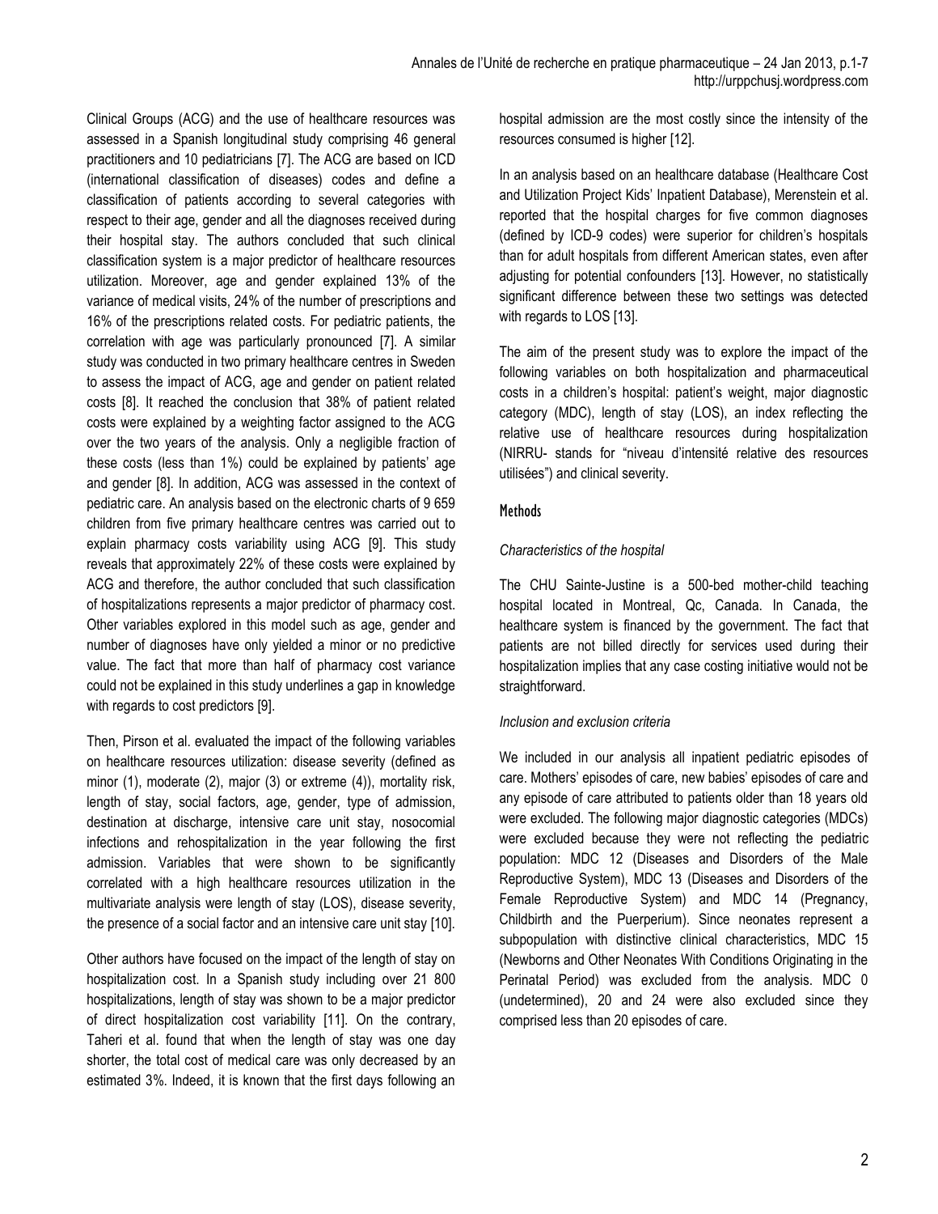Clinical Groups (ACG) and the use of healthcare resources was assessed in a Spanish longitudinal study comprising 46 general practitioners and 10 pediatricians [7]. The ACG are based on ICD (international classification of diseases) codes and define a classification of patients according to several categories with respect to their age, gender and all the diagnoses received during their hospital stay. The authors concluded that such clinical classification system is a major predictor of healthcare resources utilization. Moreover, age and gender explained 13% of the variance of medical visits, 24% of the number of prescriptions and 16% of the prescriptions related costs. For pediatric patients, the correlation with age was particularly pronounced [7]. A similar study was conducted in two primary healthcare centres in Sweden to assess the impact of ACG, age and gender on patient related costs [8]. It reached the conclusion that 38% of patient related costs were explained by a weighting factor assigned to the ACG over the two years of the analysis. Only a negligible fraction of these costs (less than 1%) could be explained by patients' age and gender [8]. In addition, ACG was assessed in the context of pediatric care. An analysis based on the electronic charts of 9 659 children from five primary healthcare centres was carried out to explain pharmacy costs variability using ACG [9]. This study reveals that approximately 22% of these costs were explained by ACG and therefore, the author concluded that such classification of hospitalizations represents a major predictor of pharmacy cost. Other variables explored in this model such as age, gender and number of diagnoses have only yielded a minor or no predictive value. The fact that more than half of pharmacy cost variance could not be explained in this study underlines a gap in knowledge with regards to cost predictors [9].

Then, Pirson et al. evaluated the impact of the following variables on healthcare resources utilization: disease severity (defined as minor (1), moderate (2), major (3) or extreme (4)), mortality risk, length of stay, social factors, age, gender, type of admission, destination at discharge, intensive care unit stay, nosocomial infections and rehospitalization in the year following the first admission. Variables that were shown to be significantly correlated with a high healthcare resources utilization in the multivariate analysis were length of stay (LOS), disease severity, the presence of a social factor and an intensive care unit stay [10].

Other authors have focused on the impact of the length of stay on hospitalization cost. In a Spanish study including over 21 800 hospitalizations, length of stay was shown to be a major predictor of direct hospitalization cost variability [11]. On the contrary, Taheri et al. found that when the length of stay was one day shorter, the total cost of medical care was only decreased by an estimated 3%. Indeed, it is known that the first days following an hospital admission are the most costly since the intensity of the resources consumed is higher [12].

In an analysis based on an healthcare database (Healthcare Cost and Utilization Project Kids' Inpatient Database), Merenstein et al. reported that the hospital charges for five common diagnoses (defined by ICD-9 codes) were superior for children's hospitals than for adult hospitals from different American states, even after adjusting for potential confounders [13]. However, no statistically significant difference between these two settings was detected with regards to LOS [13].

The aim of the present study was to explore the impact of the following variables on both hospitalization and pharmaceutical costs in a children's hospital: patient's weight, major diagnostic category (MDC), length of stay (LOS), an index reflecting the relative use of healthcare resources during hospitalization (NIRRU- stands for "niveau d'intensité relative des resources utilisées") and clinical severity.

## Methods

*Characteristics of the hospital*

The CHU Sainte-Justine is a 500-bed mother-child teaching hospital located in Montreal, Qc, Canada. In Canada, the healthcare system is financed by the government. The fact that patients are not billed directly for services used during their hospitalization implies that any case costing initiative would not be straightforward.

*Inclusion and exclusion criteria*

We included in our analysis all inpatient pediatric episodes of care. Mothers' episodes of care, new babies' episodes of care and any episode of care attributed to patients older than 18 years old were excluded. The following major diagnostic categories (MDCs) were excluded because they were not reflecting the pediatric population: MDC 12 (Diseases and Disorders of the Male Reproductive System), MDC 13 (Diseases and Disorders of the Female Reproductive System) and MDC 14 (Pregnancy, Childbirth and the Puerperium). Since neonates represent a subpopulation with distinctive clinical characteristics, MDC 15 (Newborns and Other Neonates With Conditions Originating in the Perinatal Period) was excluded from the analysis. MDC 0 (undetermined), 20 and 24 were also excluded since they comprised less than 20 episodes of care.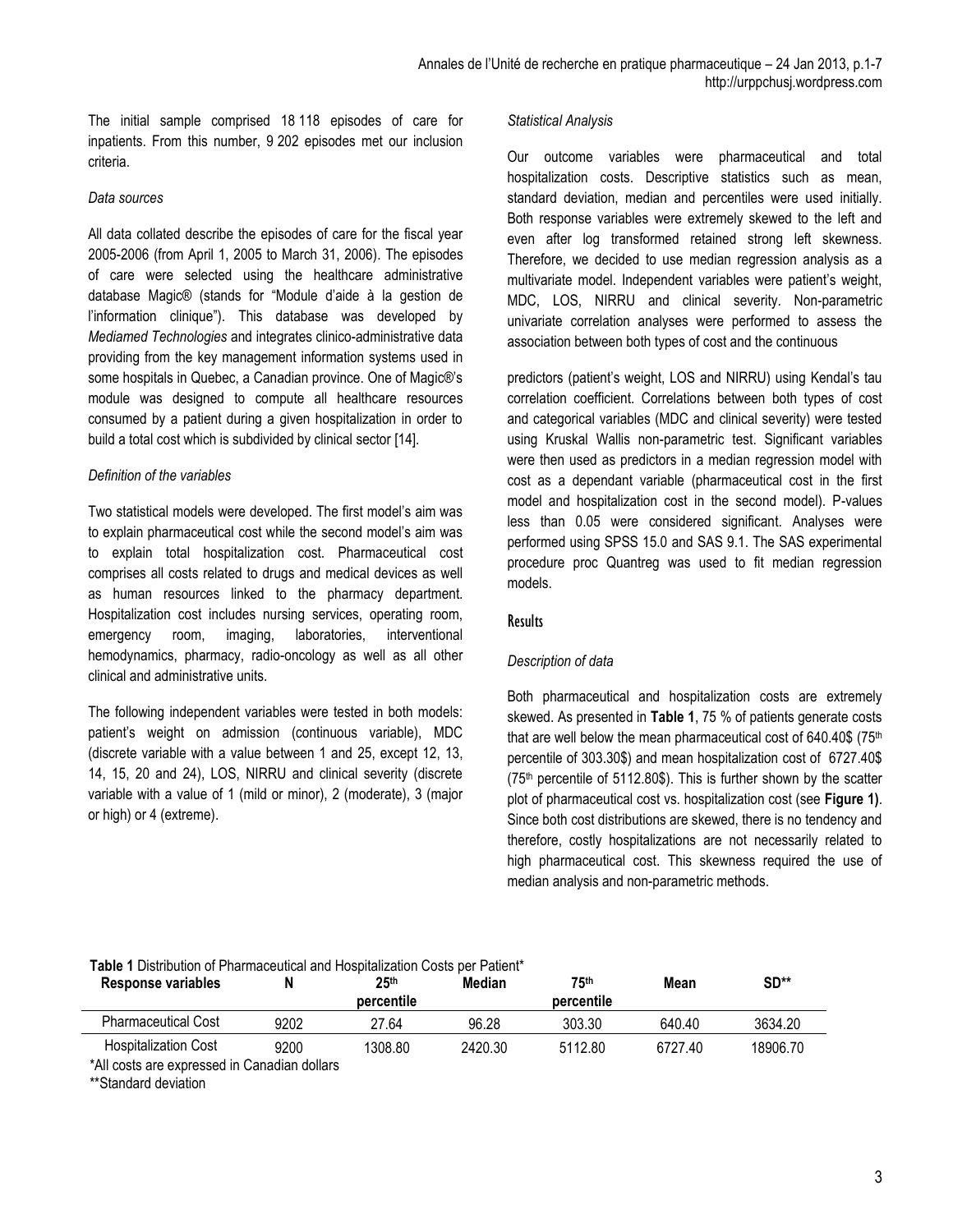The initial sample comprised 18 118 episodes of care for inpatients. From this number, 9 202 episodes met our inclusion criteria.

*Data sources*

All data collated describe the episodes of care for the fiscal year 2005-2006 (from April 1, 2005 to March 31, 2006). The episodes of care were selected using the healthcare administrative database Magic® (stands for "Module d'aide à la gestion de l'information clinique"). This database was developed by *Mediamed Technologies* and integrates clinico-administrative data providing from the key management information systems used in some hospitals in Quebec, a Canadian province. One of Magic®'s module was designed to compute all healthcare resources consumed by a patient during a given hospitalization in order to build a total cost which is subdivided by clinical sector [14].

*Definition of the variables*

Two statistical models were developed. The first model's aim was to explain pharmaceutical cost while the second model's aim was to explain total hospitalization cost. Pharmaceutical cost comprises all costs related to drugs and medical devices as well as human resources linked to the pharmacy department. Hospitalization cost includes nursing services, operating room, emergency room, imaging, laboratories, interventional hemodynamics, pharmacy, radio-oncology as well as all other clinical and administrative units.

The following independent variables were tested in both models: patient's weight on admission (continuous variable), MDC (discrete variable with a value between 1 and 25, except 12, 13, 14, 15, 20 and 24), LOS, NIRRU and clinical severity (discrete variable with a value of 1 (mild or minor), 2 (moderate), 3 (major or high) or 4 (extreme).

*Statistical Analysis*

Our outcome variables were pharmaceutical and total hospitalization costs. Descriptive statistics such as mean, standard deviation, median and percentiles were used initially. Both response variables were extremely skewed to the left and even after log transformed retained strong left skewness. Therefore, we decided to use median regression analysis as a multivariate model. Independent variables were patient's weight, MDC, LOS, NIRRU and clinical severity. Non-parametric univariate correlation analyses were performed to assess the association between both types of cost and the continuous predictors (patient's weight, LOS and NIRRU) using Kendal's tau correlation coefficient. Correlations between both types of cost and categorical variables (MDC and clinical severity) were tested using Kruskal Wallis non-parametric test. Significant variables were then used as predictors in a median regression model with cost as a dependant variable (pharmaceutical cost in the first model and hospitalization cost in the second model). P-values less than 0.05 were considered significant. Analyses were performed using SPSS 15.0 and SAS 9.1. The SAS experimental procedure proc Quantreg was used to fit median regression models.

## Results

*Description of data*

Both pharmaceutical and hospitalization costs are extremely skewed. As presented in **Table 1**, 75 % of patients generate costs that are well below the mean pharmaceutical cost of 640.40$ (75th percentile of 303.30$) and mean hospitalization cost of 6727.40$ (75th percentile of 5112.80$). This is further shown by the scatter plot of pharmaceutical cost vs. hospitalization cost (see **Figure 1)**. Since both cost distributions are skewed, there is no tendency and therefore, costly hospitalizations are not necessarily related to high pharmaceutical cost. This skewness required the use of median analysis and non-parametric methods.

**Table 1** Distribution of Pharmaceutical and Hospitalization Costs per Patient*

| Response variables | N | 25th percentile | Median | 75th percentile | Mean | SD** |
|---|---|---|---|---|---|---|
| Pharmaceutical Cost | 9202 | 27.64 | 96.28 | 303.30 | 640.40 | 3634.20 |
| Hospitalization Cost | 9200 | 1308.80 | 2420.30 | 5112.80 | 6727.40 | 18906.70 |

*All costs are expressed in Canadian dollars

**Standard deviation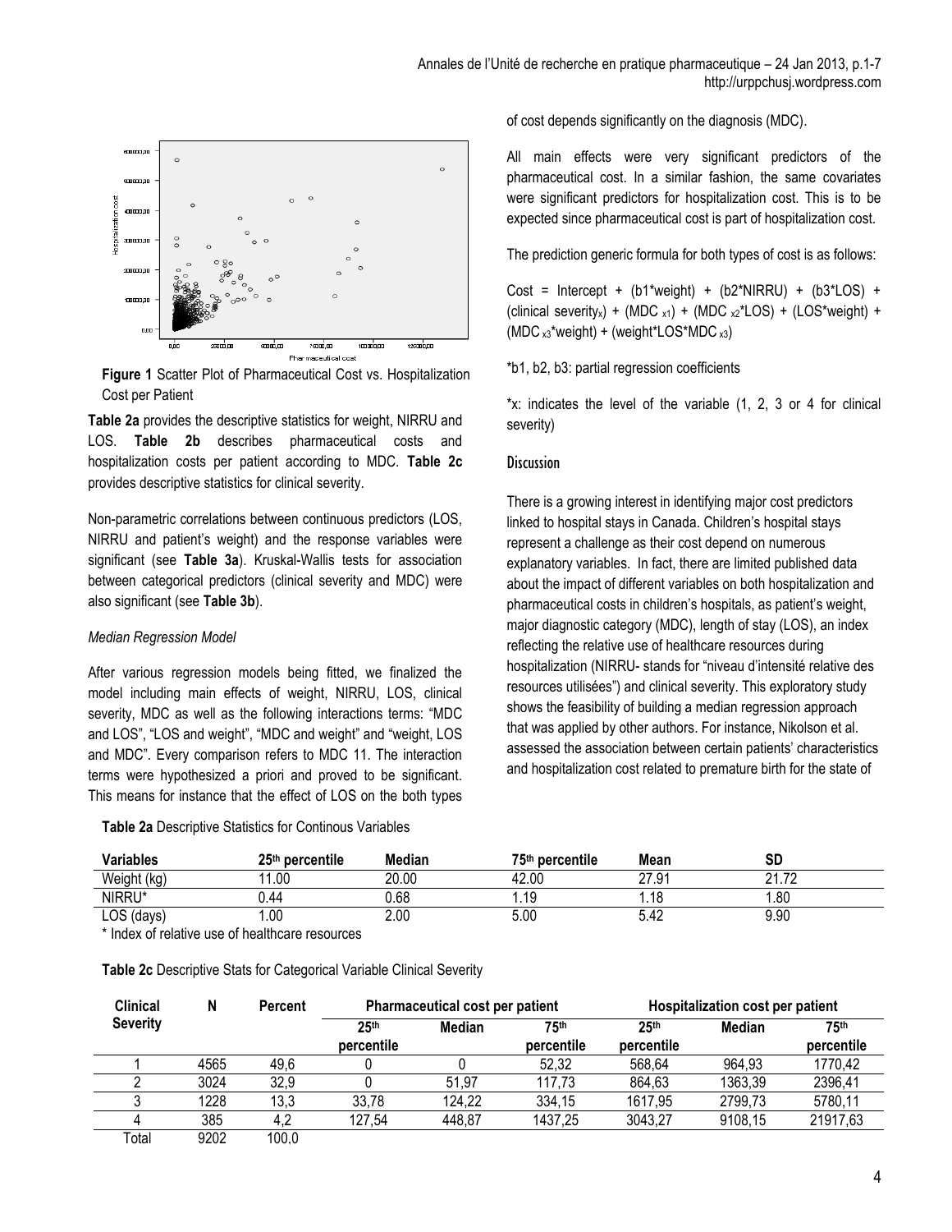**Figure 1** Scatter Plot of Pharmaceutical Cost vs. Hospitalization Cost per Patient

**Table 2a** provides the descriptive statistics for weight, NIRRU and LOS. **Table 2b** describes pharmaceutical costs and hospitalization costs per patient according to MDC. **Table 2c** provides descriptive statistics for clinical severity.

Non-parametric correlations between continuous predictors (LOS, NIRRU and patient's weight) and the response variables were significant (see **Table 3a**). Kruskal-Wallis tests for association between categorical predictors (clinical severity and MDC) were also significant (see **Table 3b**).

*Median Regression Model*

After various regression models being fitted, we finalized the model including main effects of weight, NIRRU, LOS, clinical severity, MDC as well as the following interactions terms: "MDC and LOS", "LOS and weight", "MDC and weight" and "weight, LOS and MDC". Every comparison refers to MDC 11. The interaction terms were hypothesized a priori and proved to be significant. This means for instance that the effect of LOS on the both types of cost depends significantly on the diagnosis (MDC).

All main effects were very significant predictors of the pharmaceutical cost. In a similar fashion, the same covariates were significant predictors for hospitalization cost. This is to be expected since pharmaceutical cost is part of hospitalization cost.

The prediction generic formula for both types of cost is as follows:

Cost = Intercept + (b1*weight) + (b2*NIRRU) + (b3*LOS) + (clinical severity$_x$) + (MDC $_{x1}$) + (MDC $_{x2}$*LOS) + (LOS*weight) + (MDC $_{x3}$*weight) + (weight*LOS*MDC $_{x3}$)

*b1, b2, b3: partial regression coefficients

*x: indicates the level of the variable (1, 2, 3 or 4 for clinical severity)

## Discussion

There is a growing interest in identifying major cost predictors linked to hospital stays in Canada. Children's hospital stays represent a challenge as their cost depend on numerous explanatory variables. In fact, there are limited published data about the impact of different variables on both hospitalization and pharmaceutical costs in children's hospitals, as patient's weight, major diagnostic category (MDC), length of stay (LOS), an index reflecting the relative use of healthcare resources during hospitalization (NIRRU- stands for "niveau d'intensité relative des resources utilisées") and clinical severity. This exploratory study shows the feasibility of building a median regression approach that was applied by other authors. For instance, Nikolson et al. assessed the association between certain patients' characteristics and hospitalization cost related to premature birth for the state of

**Table 2a** Descriptive Statistics for Continous Variables

| Variables | 25th percentile | Median | 75th percentile | Mean | SD |
|---|---|---|---|---|---|
| Weight (kg) | 11.00 | 20.00 | 42.00 | 27.91 | 21.72 |
| NIRRU* | 0.44 | 0.68 | 1.19 | 1.18 | 1.80 |
| LOS (days) | 1.00 | 2.00 | 5.00 | 5.42 | 9.90 |

\* Index of relative use of healthcare resources

**Table 2c** Descriptive Stats for Categorical Variable Clinical Severity

| Clinical Severity | N | Percent | Pharmaceutical cost per patient | | | Hospitalization cost per patient | | |
|---|---|---|---|---|---|---|---|---|
| | | | 25th percentile | Median | 75th percentile | 25th percentile | Median | 75th percentile |
| 1 | 4565 | 49,6 | 0 | 0 | 52,32 | 568,64 | 964,93 | 1770,42 |
| 2 | 3024 | 32,9 | 0 | 51,97 | 117,73 | 864,63 | 1363,39 | 2396,41 |
| 3 | 1228 | 13,3 | 33,78 | 124,22 | 334,15 | 1617,95 | 2799,73 | 5780,11 |
| 4 | 385 | 4,2 | 127,54 | 448,87 | 1437,25 | 3043,27 | 9108,15 | 21917,63 |
| Total | 9202 | 100,0 | | | | | | |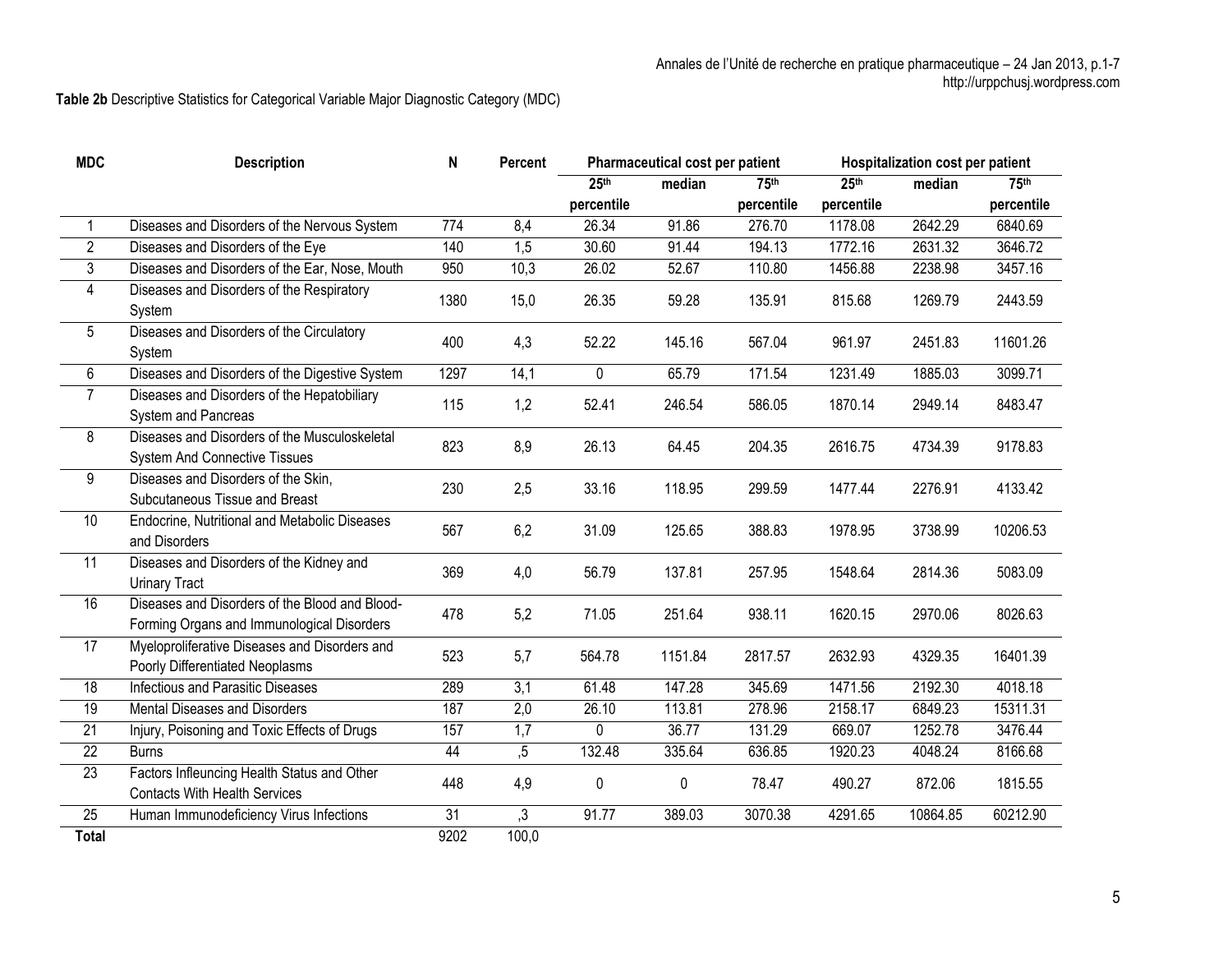**Table 2b** Descriptive Statistics for Categorical Variable Major Diagnostic Category (MDC)

| MDC | Description | N | Percent | Pharmaceutical cost per patient | | | Hospitalization cost per patient | | |
|---|---|---|---|---|---|---|---|---|---|
| | | | | 25th percentile | median | 75th percentile | 25th percentile | median | 75th percentile |
| 1 | Diseases and Disorders of the Nervous System | 774 | 8,4 | 26.34 | 91.86 | 276.70 | 1178.08 | 2642.29 | 6840.69 |
| 2 | Diseases and Disorders of the Eye | 140 | 1,5 | 30.60 | 91.44 | 194.13 | 1772.16 | 2631.32 | 3646.72 |
| 3 | Diseases and Disorders of the Ear, Nose, Mouth | 950 | 10,3 | 26.02 | 52.67 | 110.80 | 1456.88 | 2238.98 | 3457.16 |
| 4 | Diseases and Disorders of the Respiratory System | 1380 | 15,0 | 26.35 | 59.28 | 135.91 | 815.68 | 1269.79 | 2443.59 |
| 5 | Diseases and Disorders of the Circulatory System | 400 | 4,3 | 52.22 | 145.16 | 567.04 | 961.97 | 2451.83 | 11601.26 |
| 6 | Diseases and Disorders of the Digestive System | 1297 | 14,1 | 0 | 65.79 | 171.54 | 1231.49 | 1885.03 | 3099.71 |
| 7 | Diseases and Disorders of the Hepatobiliary System and Pancreas | 115 | 1,2 | 52.41 | 246.54 | 586.05 | 1870.14 | 2949.14 | 8483.47 |
| 8 | Diseases and Disorders of the Musculoskeletal System And Connective Tissues | 823 | 8,9 | 26.13 | 64.45 | 204.35 | 2616.75 | 4734.39 | 9178.83 |
| 9 | Diseases and Disorders of the Skin, Subcutaneous Tissue and Breast | 230 | 2,5 | 33.16 | 118.95 | 299.59 | 1477.44 | 2276.91 | 4133.42 |
| 10 | Endocrine, Nutritional and Metabolic Diseases and Disorders | 567 | 6,2 | 31.09 | 125.65 | 388.83 | 1978.95 | 3738.99 | 10206.53 |
| 11 | Diseases and Disorders of the Kidney and Urinary Tract | 369 | 4,0 | 56.79 | 137.81 | 257.95 | 1548.64 | 2814.36 | 5083.09 |
| 16 | Diseases and Disorders of the Blood and Blood-Forming Organs and Immunological Disorders | 478 | 5,2 | 71.05 | 251.64 | 938.11 | 1620.15 | 2970.06 | 8026.63 |
| 17 | Myeloproliferative Diseases and Disorders and Poorly Differentiated Neoplasms | 523 | 5,7 | 564.78 | 1151.84 | 2817.57 | 2632.93 | 4329.35 | 16401.39 |
| 18 | Infectious and Parasitic Diseases | 289 | 3,1 | 61.48 | 147.28 | 345.69 | 1471.56 | 2192.30 | 4018.18 |
| 19 | Mental Diseases and Disorders | 187 | 2,0 | 26.10 | 113.81 | 278.96 | 2158.17 | 6849.23 | 15311.31 |
| 21 | Injury, Poisoning and Toxic Effects of Drugs | 157 | 1,7 | 0 | 36.77 | 131.29 | 669.07 | 1252.78 | 3476.44 |
| 22 | Burns | 44 | ,5 | 132.48 | 335.64 | 636.85 | 1920.23 | 4048.24 | 8166.68 |
| 23 | Factors Infleuncing Health Status and Other Contacts With Health Services | 448 | 4,9 | 0 | 0 | 78.47 | 490.27 | 872.06 | 1815.55 |
| 25 | Human Immunodeficiency Virus Infections | 31 | ,3 | 91.77 | 389.03 | 3070.38 | 4291.65 | 10864.85 | 60212.90 |
| **Total** | | 9202 | 100,0 | | | | | | |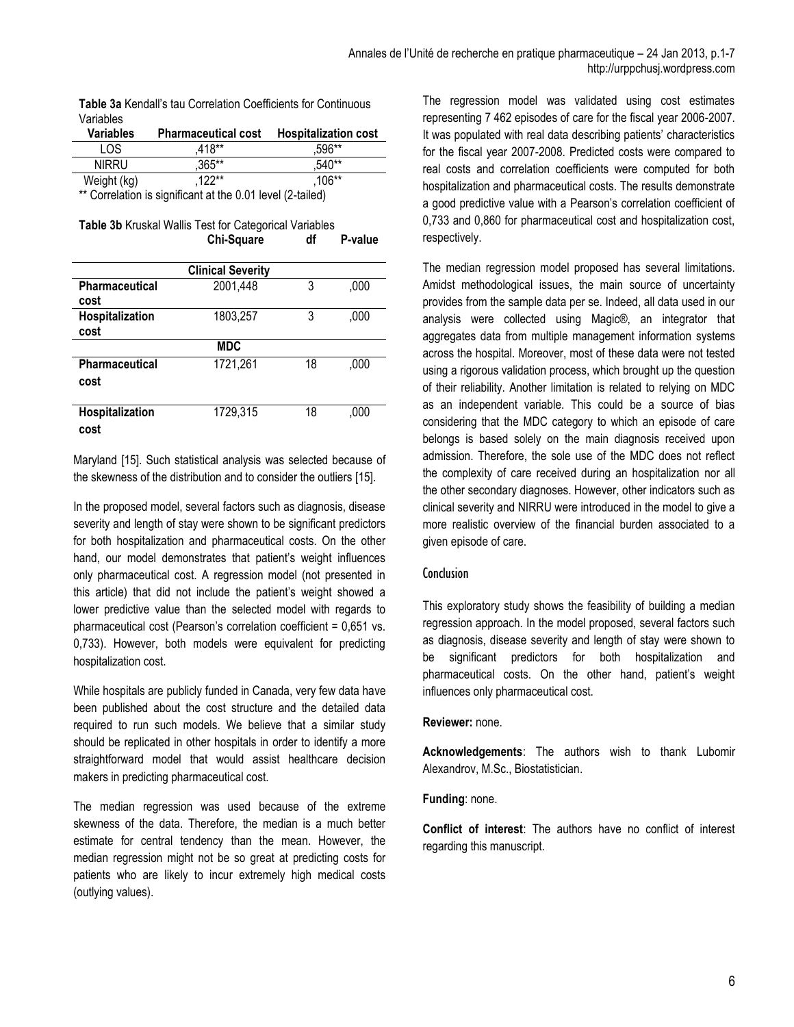**Table 3a** Kendall's tau Correlation Coefficients for Continuous Variables

| Variables | Pharmaceutical cost | Hospitalization cost |
|---|---|---|
| LOS | ,418** | ,596** |
| NIRRU | ,365** | ,540** |
| Weight (kg) | ,122** | ,106** |

** Correlation is significant at the 0.01 level (2-tailed)

**Table 3b** Kruskal Wallis Test for Categorical Variables

| | Chi-Square | df | P-value |
|---|---|---|---|
| | **Clinical Severity** | | |
| **Pharmaceutical cost** | 2001,448 | 3 | ,000 |
| **Hospitalization cost** | 1803,257 | 3 | ,000 |
| | **MDC** | | |
| **Pharmaceutical cost** | 1721,261 | 18 | ,000 |
| **Hospitalization cost** | 1729,315 | 18 | ,000 |

Maryland [15]. Such statistical analysis was selected because of the skewness of the distribution and to consider the outliers [15].

In the proposed model, several factors such as diagnosis, disease severity and length of stay were shown to be significant predictors for both hospitalization and pharmaceutical costs. On the other hand, our model demonstrates that patient's weight influences only pharmaceutical cost. A regression model (not presented in this article) that did not include the patient's weight showed a lower predictive value than the selected model with regards to pharmaceutical cost (Pearson's correlation coefficient = 0,651 vs. 0,733). However, both models were equivalent for predicting hospitalization cost.

While hospitals are publicly funded in Canada, very few data have been published about the cost structure and the detailed data required to run such models. We believe that a similar study should be replicated in other hospitals in order to identify a more straightforward model that would assist healthcare decision makers in predicting pharmaceutical cost.

The median regression was used because of the extreme skewness of the data. Therefore, the median is a much better estimate for central tendency than the mean. However, the median regression might not be so great at predicting costs for patients who are likely to incur extremely high medical costs (outlying values).

The regression model was validated using cost estimates representing 7 462 episodes of care for the fiscal year 2006-2007. It was populated with real data describing patients' characteristics for the fiscal year 2007-2008. Predicted costs were compared to real costs and correlation coefficients were computed for both hospitalization and pharmaceutical costs. The results demonstrate a good predictive value with a Pearson's correlation coefficient of 0,733 and 0,860 for pharmaceutical cost and hospitalization cost, respectively.

The median regression model proposed has several limitations. Amidst methodological issues, the main source of uncertainty provides from the sample data per se. Indeed, all data used in our analysis were collected using Magic®, an integrator that aggregates data from multiple management information systems across the hospital. Moreover, most of these data were not tested using a rigorous validation process, which brought up the question of their reliability. Another limitation is related to relying on MDC as an independent variable. This could be a source of bias considering that the MDC category to which an episode of care belongs is based solely on the main diagnosis received upon admission. Therefore, the sole use of the MDC does not reflect the complexity of care received during an hospitalization nor all the other secondary diagnoses. However, other indicators such as clinical severity and NIRRU were introduced in the model to give a more realistic overview of the financial burden associated to a given episode of care.

## Conclusion

This exploratory study shows the feasibility of building a median regression approach. In the model proposed, several factors such as diagnosis, disease severity and length of stay were shown to be significant predictors for both hospitalization and pharmaceutical costs. On the other hand, patient's weight influences only pharmaceutical cost.

**Reviewer:** none.

**Acknowledgements**: The authors wish to thank Lubomir Alexandrov, M.Sc., Biostatistician.

**Funding**: none.

**Conflict of interest**: The authors have no conflict of interest regarding this manuscript.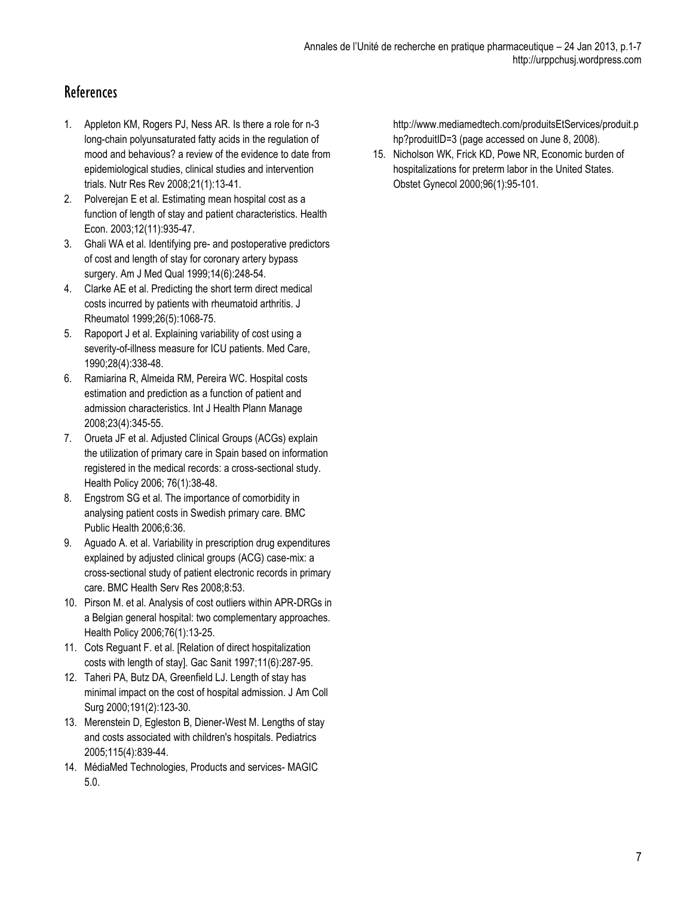## References

1. Appleton KM, Rogers PJ, Ness AR. Is there a role for n-3 long-chain polyunsaturated fatty acids in the regulation of mood and behavious? a review of the evidence to date from epidemiological studies, clinical studies and intervention trials. Nutr Res Rev 2008;21(1):13-41.
2. Polverejan E et al. Estimating mean hospital cost as a function of length of stay and patient characteristics. Health Econ. 2003;12(11):935-47.
3. Ghali WA et al. Identifying pre- and postoperative predictors of cost and length of stay for coronary artery bypass surgery. Am J Med Qual 1999;14(6):248-54.
4. Clarke AE et al. Predicting the short term direct medical costs incurred by patients with rheumatoid arthritis. J Rheumatol 1999;26(5):1068-75.
5. Rapoport J et al. Explaining variability of cost using a severity-of-illness measure for ICU patients. Med Care, 1990;28(4):338-48.
6. Ramiarina R, Almeida RM, Pereira WC. Hospital costs estimation and prediction as a function of patient and admission characteristics. Int J Health Plann Manage 2008;23(4):345-55.
7. Orueta JF et al. Adjusted Clinical Groups (ACGs) explain the utilization of primary care in Spain based on information registered in the medical records: a cross-sectional study. Health Policy 2006; 76(1):38-48.
8. Engstrom SG et al. The importance of comorbidity in analysing patient costs in Swedish primary care. BMC Public Health 2006;6:36.
9. Aguado A. et al. Variability in prescription drug expenditures explained by adjusted clinical groups (ACG) case-mix: a cross-sectional study of patient electronic records in primary care. BMC Health Serv Res 2008;8:53.
10. Pirson M. et al. Analysis of cost outliers within APR-DRGs in a Belgian general hospital: two complementary approaches. Health Policy 2006;76(1):13-25.
11. Cots Reguant F. et al. [Relation of direct hospitalization costs with length of stay]. Gac Sanit 1997;11(6):287-95.
12. Taheri PA, Butz DA, Greenfield LJ. Length of stay has minimal impact on the cost of hospital admission. J Am Coll Surg 2000;191(2):123-30.
13. Merenstein D, Egleston B, Diener-West M. Lengths of stay and costs associated with children's hospitals. Pediatrics 2005;115(4):839-44.
14. MédiaMed Technologies, Products and services- MAGIC 5.0. http://www.mediamedtech.com/produitsEtServices/produit.php?produitID=3 (page accessed on June 8, 2008).
15. Nicholson WK, Frick KD, Powe NR, Economic burden of hospitalizations for preterm labor in the United States. Obstet Gynecol 2000;96(1):95-101.